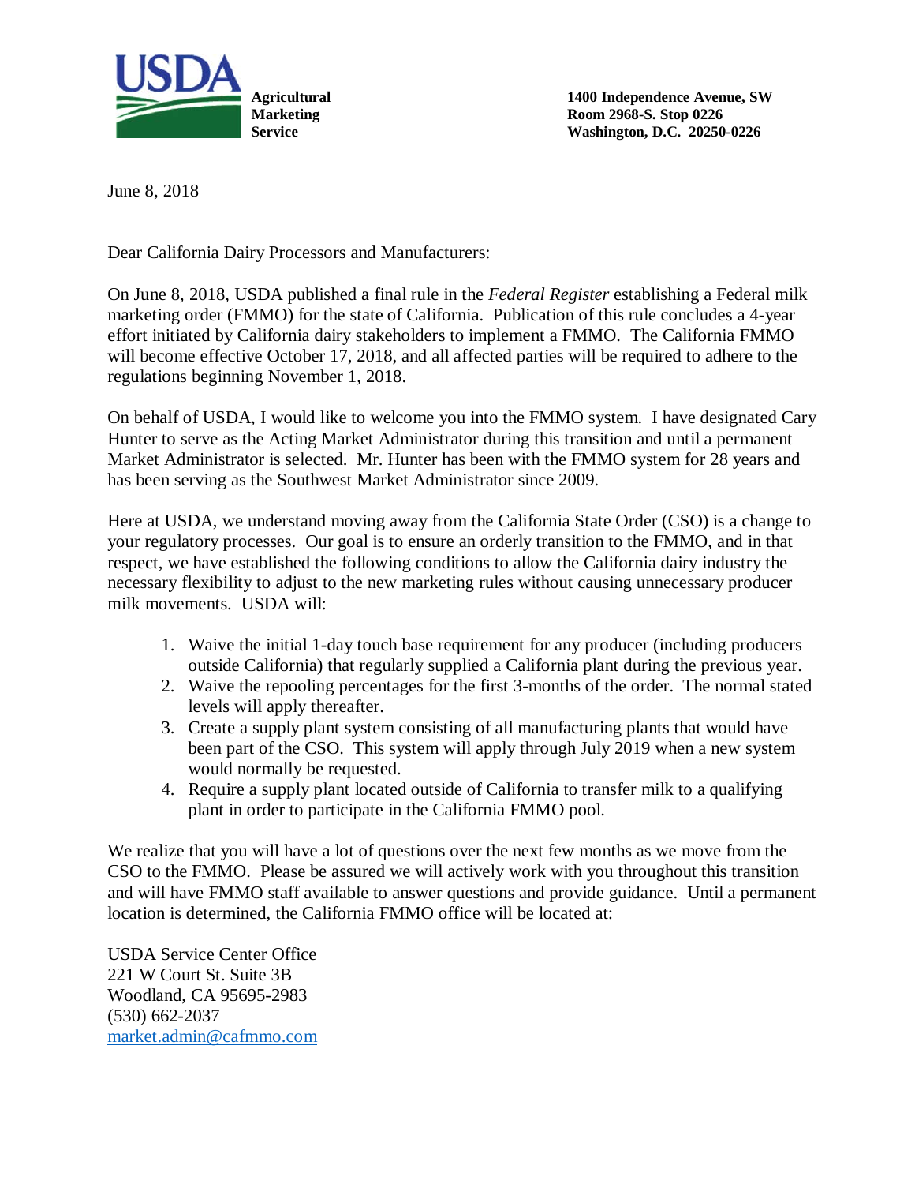**Agricultural Marketing Service**

**1400 Independence Avenue, SW**
**Room 2968-S. Stop 0226**
**Washington, D.C. 20250-0226**

June 8, 2018

Dear California Dairy Processors and Manufacturers:

On June 8, 2018, USDA published a final rule in the *Federal Register* establishing a Federal milk marketing order (FMMO) for the state of California. Publication of this rule concludes a 4-year effort initiated by California dairy stakeholders to implement a FMMO. The California FMMO will become effective October 17, 2018, and all affected parties will be required to adhere to the regulations beginning November 1, 2018.

On behalf of USDA, I would like to welcome you into the FMMO system. I have designated Cary Hunter to serve as the Acting Market Administrator during this transition and until a permanent Market Administrator is selected. Mr. Hunter has been with the FMMO system for 28 years and has been serving as the Southwest Market Administrator since 2009.

Here at USDA, we understand moving away from the California State Order (CSO) is a change to your regulatory processes. Our goal is to ensure an orderly transition to the FMMO, and in that respect, we have established the following conditions to allow the California dairy industry the necessary flexibility to adjust to the new marketing rules without causing unnecessary producer milk movements. USDA will:

1. Waive the initial 1-day touch base requirement for any producer (including producers outside California) that regularly supplied a California plant during the previous year.
2. Waive the repooling percentages for the first 3-months of the order. The normal stated levels will apply thereafter.
3. Create a supply plant system consisting of all manufacturing plants that would have been part of the CSO. This system will apply through July 2019 when a new system would normally be requested.
4. Require a supply plant located outside of California to transfer milk to a qualifying plant in order to participate in the California FMMO pool.

We realize that you will have a lot of questions over the next few months as we move from the CSO to the FMMO. Please be assured we will actively work with you throughout this transition and will have FMMO staff available to answer questions and provide guidance. Until a permanent location is determined, the California FMMO office will be located at:

USDA Service Center Office
221 W Court St. Suite 3B
Woodland, CA 95695-2983
(530) 662-2037
market.admin@cafmmo.com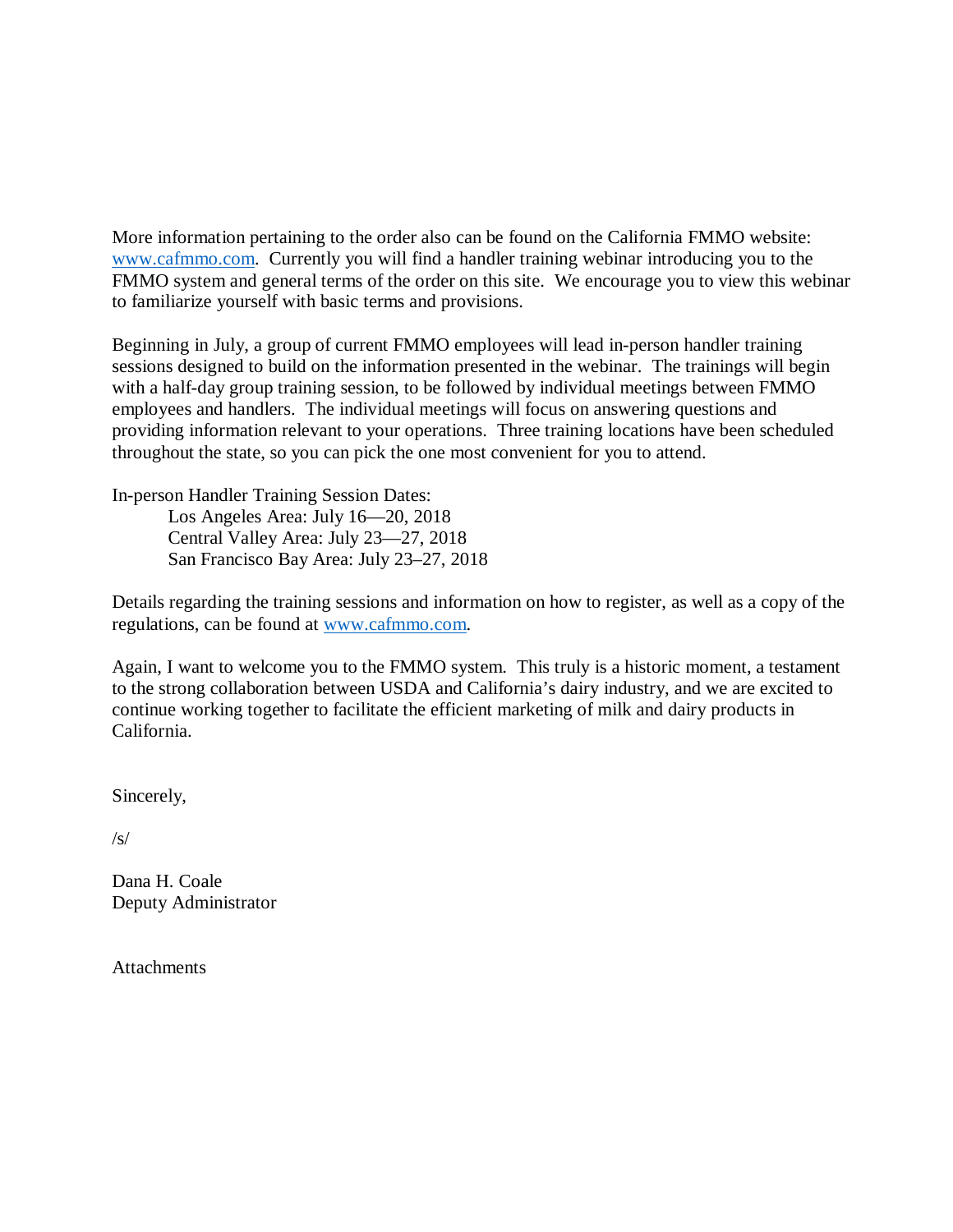More information pertaining to the order also can be found on the California FMMO website: [www.cafmmo.com](http://www.cafmmo.com). Currently you will find a handler training webinar introducing you to the FMMO system and general terms of the order on this site. We encourage you to view this webinar to familiarize yourself with basic terms and provisions.

Beginning in July, a group of current FMMO employees will lead in-person handler training sessions designed to build on the information presented in the webinar. The trainings will begin with a half-day group training session, to be followed by individual meetings between FMMO employees and handlers. The individual meetings will focus on answering questions and providing information relevant to your operations. Three training locations have been scheduled throughout the state, so you can pick the one most convenient for you to attend.

In-person Handler Training Session Dates:

Los Angeles Area: July 16—20, 2018
Central Valley Area: July 23—27, 2018
San Francisco Bay Area: July 23–27, 2018

Details regarding the training sessions and information on how to register, as well as a copy of the regulations, can be found at [www.cafmmo.com](http://www.cafmmo.com).

Again, I want to welcome you to the FMMO system. This truly is a historic moment, a testament to the strong collaboration between USDA and California's dairy industry, and we are excited to continue working together to facilitate the efficient marketing of milk and dairy products in California.

Sincerely,

/s/

Dana H. Coale
Deputy Administrator

Attachments